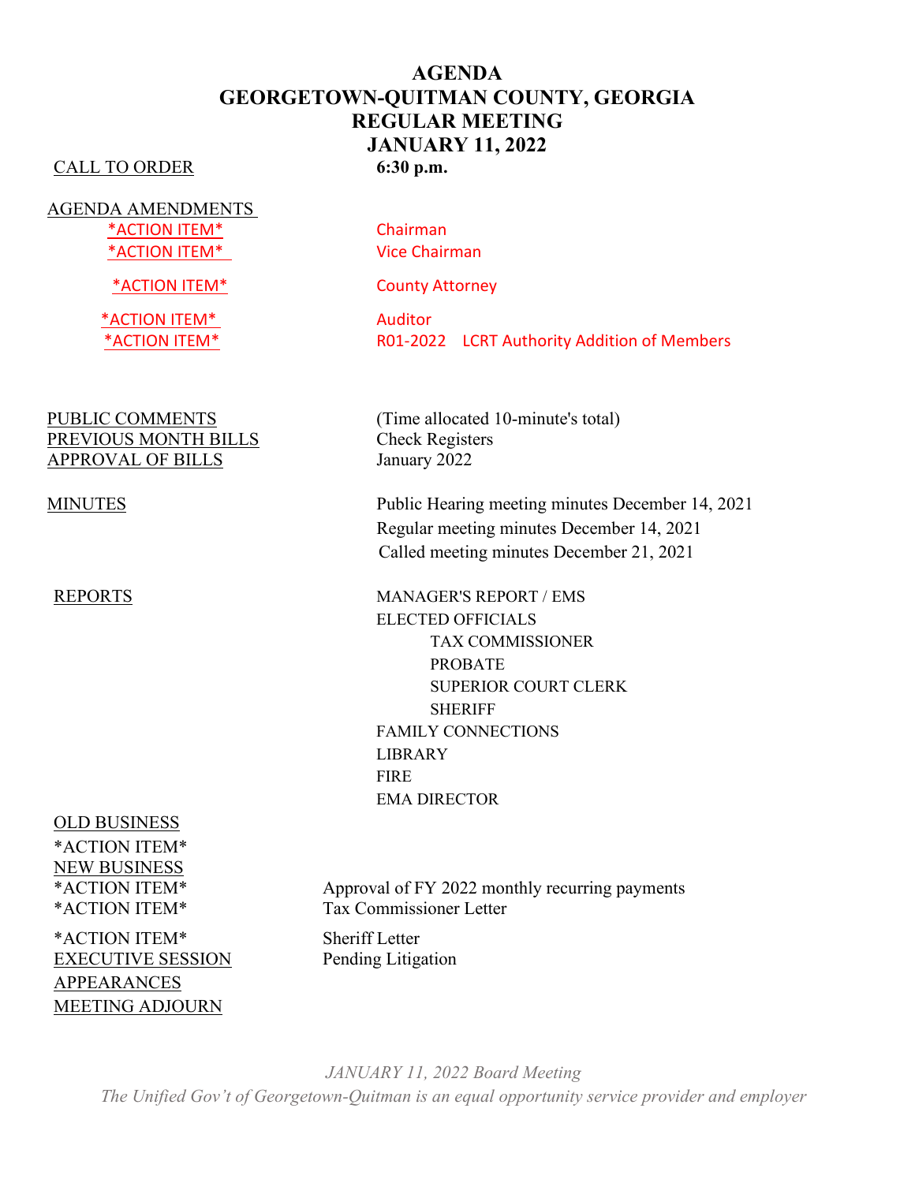# AGENDA
# GEORGETOWN-QUITMAN COUNTY, GEORGIA
# REGULAR MEETING
# JANUARY 11, 2022

CALL TO ORDER **6:30 p.m.**

AGENDA AMENDMENTS

| | |
|---|---|
| *ACTION ITEM* | Chairman |
| *ACTION ITEM* | Vice Chairman |
| *ACTION ITEM* | County Attorney |
| *ACTION ITEM* | Auditor |
| *ACTION ITEM* | R01-2022 LCRT Authority Addition of Members |

| | |
|---|---|
| PUBLIC COMMENTS | (Time allocated 10-minute's total) |
| PREVIOUS MONTH BILLS | Check Registers |
| APPROVAL OF BILLS | January 2022 |

MINUTES

- Public Hearing meeting minutes December 14, 2021
- Regular meeting minutes December 14, 2021
- Called meeting minutes December 21, 2021

REPORTS

- MANAGER'S REPORT / EMS
- ELECTED OFFICIALS
  - TAX COMMISSIONER
  - PROBATE
  - SUPERIOR COURT CLERK
  - SHERIFF
- FAMILY CONNECTIONS
- LIBRARY
- FIRE
- EMA DIRECTOR

OLD BUSINESS

*ACTION ITEM*

NEW BUSINESS

| | |
|---|---|
| *ACTION ITEM* | Approval of FY 2022 monthly recurring payments |
| *ACTION ITEM* | Tax Commissioner Letter |
| *ACTION ITEM* | Sheriff Letter |
| EXECUTIVE SESSION | Pending Litigation |

APPEARANCES

MEETING ADJOURN

*JANUARY 11, 2022 Board Meeting*

*The Unified Gov't of Georgetown-Quitman is an equal opportunity service provider and employer*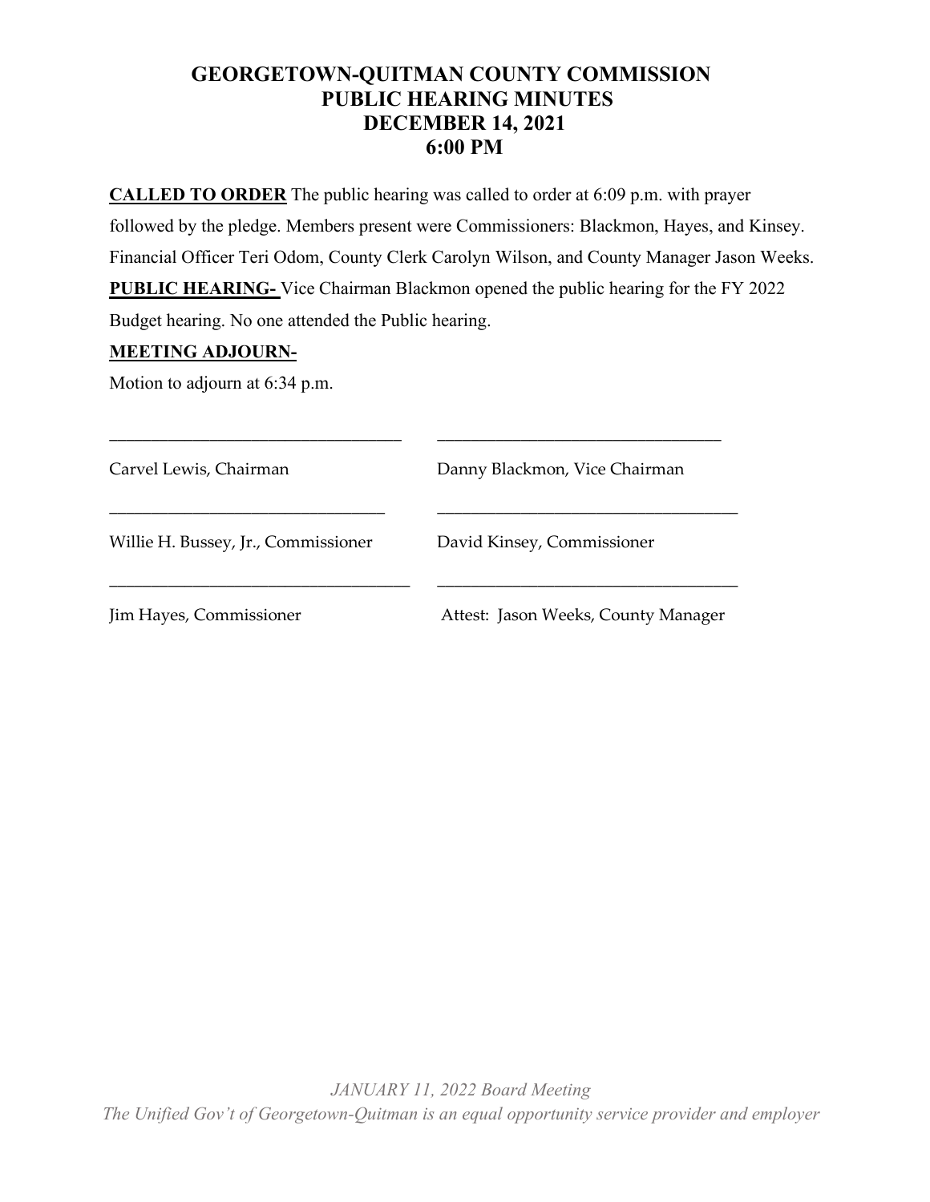# GEORGETOWN-QUITMAN COUNTY COMMISSION
## PUBLIC HEARING MINUTES
## DECEMBER 14, 2021
## 6:00 PM

**CALLED TO ORDER** The public hearing was called to order at 6:09 p.m. with prayer followed by the pledge. Members present were Commissioners: Blackmon, Hayes, and Kinsey. Financial Officer Teri Odom, County Clerk Carolyn Wilson, and County Manager Jason Weeks.

**PUBLIC HEARING-** Vice Chairman Blackmon opened the public hearing for the FY 2022 Budget hearing. No one attended the Public hearing.

**MEETING ADJOURN-**

Motion to adjourn at 6:34 p.m.

| | |
|---|---|
| \_\_\_\_\_\_\_\_\_\_\_\_\_\_\_\_\_\_\_\_\_\_\_\_\_\_\_\_\_\_ | \_\_\_\_\_\_\_\_\_\_\_\_\_\_\_\_\_\_\_\_\_\_\_\_\_\_\_\_\_\_ |
| Carvel Lewis, Chairman | Danny Blackmon, Vice Chairman |
| \_\_\_\_\_\_\_\_\_\_\_\_\_\_\_\_\_\_\_\_\_\_\_\_\_\_\_\_\_\_ | \_\_\_\_\_\_\_\_\_\_\_\_\_\_\_\_\_\_\_\_\_\_\_\_\_\_\_\_\_\_ |
| Willie H. Bussey, Jr., Commissioner | David Kinsey, Commissioner |
| \_\_\_\_\_\_\_\_\_\_\_\_\_\_\_\_\_\_\_\_\_\_\_\_\_\_\_\_\_\_ | \_\_\_\_\_\_\_\_\_\_\_\_\_\_\_\_\_\_\_\_\_\_\_\_\_\_\_\_\_\_ |
| Jim Hayes, Commissioner | Attest: Jason Weeks, County Manager |

*JANUARY 11, 2022 Board Meeting*

*The Unified Gov't of Georgetown-Quitman is an equal opportunity service provider and employer*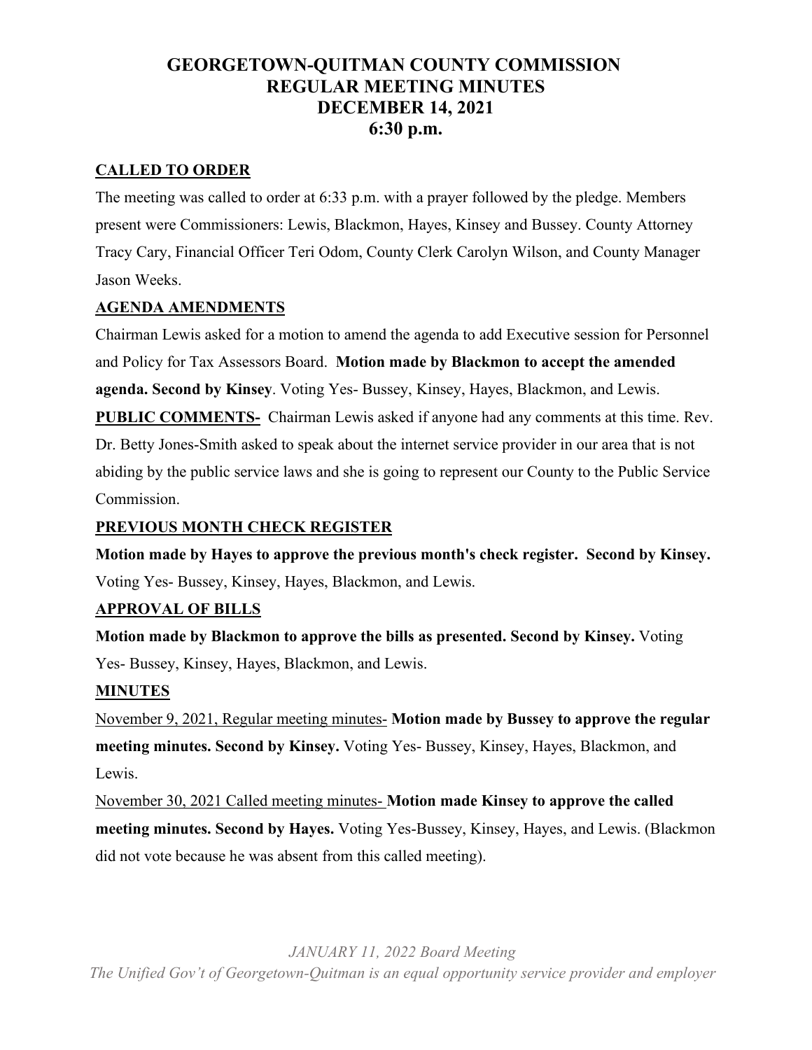# GEORGETOWN-QUITMAN COUNTY COMMISSION
# REGULAR MEETING MINUTES
# DECEMBER 14, 2021
# 6:30 p.m.

**CALLED TO ORDER**

The meeting was called to order at 6:33 p.m. with a prayer followed by the pledge. Members present were Commissioners: Lewis, Blackmon, Hayes, Kinsey and Bussey. County Attorney Tracy Cary, Financial Officer Teri Odom, County Clerk Carolyn Wilson, and County Manager Jason Weeks.

**AGENDA AMENDMENTS**

Chairman Lewis asked for a motion to amend the agenda to add Executive session for Personnel and Policy for Tax Assessors Board. **Motion made by Blackmon to accept the amended agenda. Second by Kinsey**. Voting Yes- Bussey, Kinsey, Hayes, Blackmon, and Lewis.

**PUBLIC COMMENTS-** Chairman Lewis asked if anyone had any comments at this time. Rev. Dr. Betty Jones-Smith asked to speak about the internet service provider in our area that is not abiding by the public service laws and she is going to represent our County to the Public Service Commission.

**PREVIOUS MONTH CHECK REGISTER**

**Motion made by Hayes to approve the previous month's check register. Second by Kinsey.** Voting Yes- Bussey, Kinsey, Hayes, Blackmon, and Lewis.

**APPROVAL OF BILLS**

**Motion made by Blackmon to approve the bills as presented. Second by Kinsey.** Voting Yes- Bussey, Kinsey, Hayes, Blackmon, and Lewis.

**MINUTES**

November 9, 2021, Regular meeting minutes- **Motion made by Bussey to approve the regular meeting minutes. Second by Kinsey.** Voting Yes- Bussey, Kinsey, Hayes, Blackmon, and Lewis.

November 30, 2021 Called meeting minutes- **Motion made Kinsey to approve the called meeting minutes. Second by Hayes.** Voting Yes-Bussey, Kinsey, Hayes, and Lewis. (Blackmon did not vote because he was absent from this called meeting).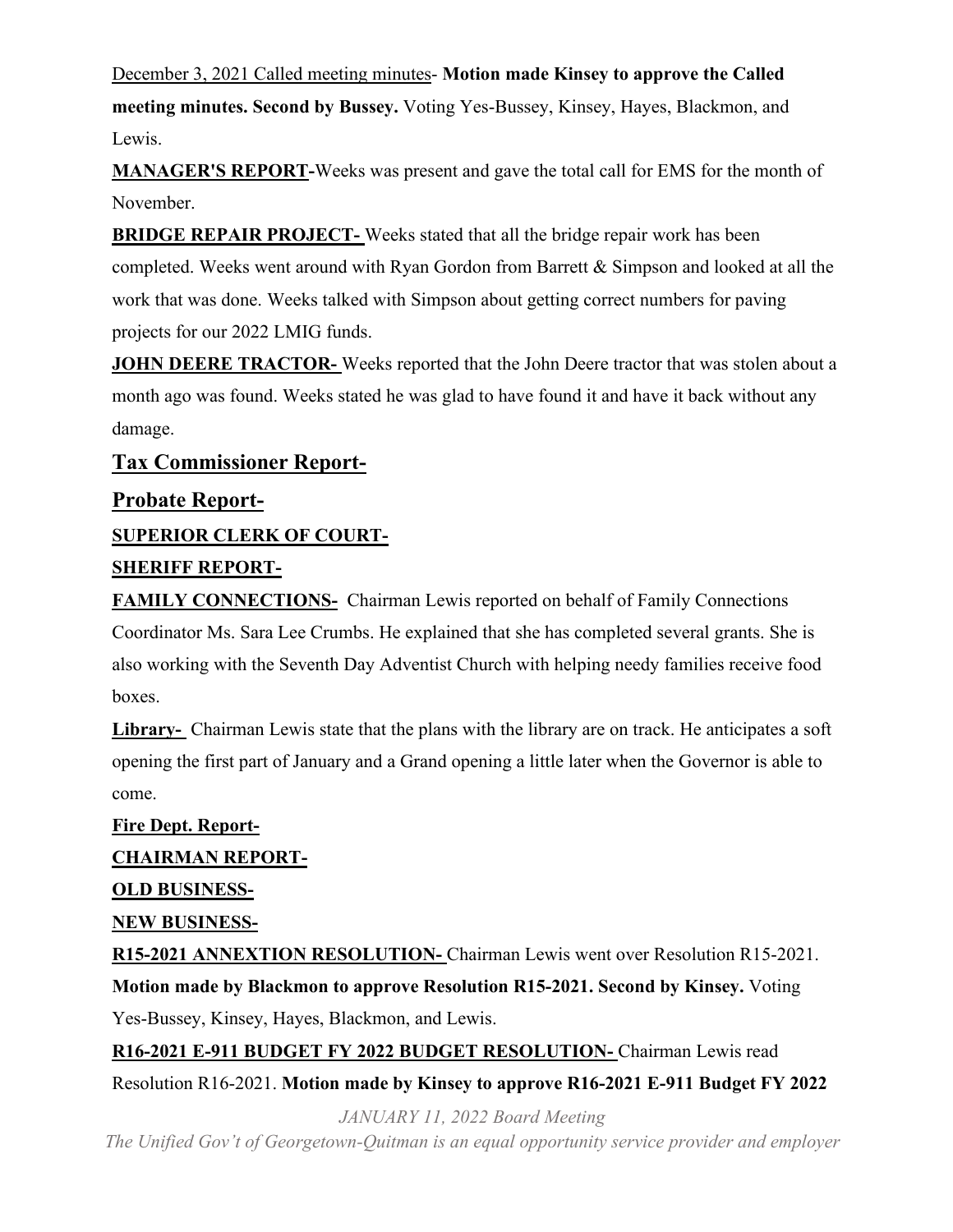December 3, 2021 Called meeting minutes- **Motion made Kinsey to approve the Called meeting minutes. Second by Bussey.** Voting Yes-Bussey, Kinsey, Hayes, Blackmon, and Lewis.

**MANAGER'S REPORT-**Weeks was present and gave the total call for EMS for the month of November.

**BRIDGE REPAIR PROJECT-** Weeks stated that all the bridge repair work has been completed. Weeks went around with Ryan Gordon from Barrett & Simpson and looked at all the work that was done. Weeks talked with Simpson about getting correct numbers for paving projects for our 2022 LMIG funds.

**JOHN DEERE TRACTOR-** Weeks reported that the John Deere tractor that was stolen about a month ago was found. Weeks stated he was glad to have found it and have it back without any damage.

## Tax Commissioner Report-

## Probate Report-

**SUPERIOR CLERK OF COURT-**

**SHERIFF REPORT-**

**FAMILY CONNECTIONS-** Chairman Lewis reported on behalf of Family Connections Coordinator Ms. Sara Lee Crumbs. He explained that she has completed several grants. She is also working with the Seventh Day Adventist Church with helping needy families receive food boxes.

**Library-** Chairman Lewis state that the plans with the library are on track. He anticipates a soft opening the first part of January and a Grand opening a little later when the Governor is able to come.

**Fire Dept. Report-**

**CHAIRMAN REPORT-**

**OLD BUSINESS-**

**NEW BUSINESS-**

**R15-2021 ANNEXTION RESOLUTION-** Chairman Lewis went over Resolution R15-2021. **Motion made by Blackmon to approve Resolution R15-2021. Second by Kinsey.** Voting Yes-Bussey, Kinsey, Hayes, Blackmon, and Lewis.

**R16-2021 E-911 BUDGET FY 2022 BUDGET RESOLUTION-** Chairman Lewis read Resolution R16-2021. **Motion made by Kinsey to approve R16-2021 E-911 Budget FY 2022**

*JANUARY 11, 2022 Board Meeting*

*The Unified Gov't of Georgetown-Quitman is an equal opportunity service provider and employer*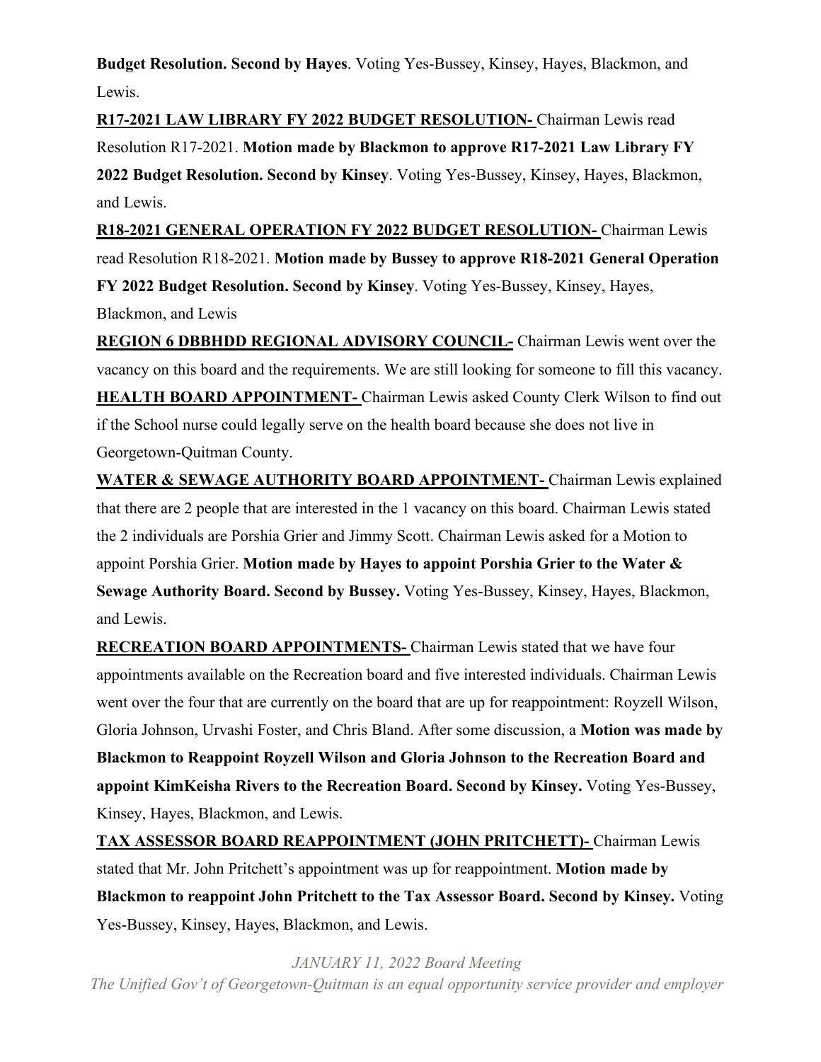**Budget Resolution. Second by Hayes**. Voting Yes-Bussey, Kinsey, Hayes, Blackmon, and Lewis.

**<u>R17-2021 LAW LIBRARY FY 2022 BUDGET RESOLUTION-</u>** Chairman Lewis read Resolution R17-2021. **Motion made by Blackmon to approve R17-2021 Law Library FY 2022 Budget Resolution. Second by Kinsey**. Voting Yes-Bussey, Kinsey, Hayes, Blackmon, and Lewis.

**<u>R18-2021 GENERAL OPERATION FY 2022 BUDGET RESOLUTION-</u>** Chairman Lewis read Resolution R18-2021. **Motion made by Bussey to approve R18-2021 General Operation FY 2022 Budget Resolution. Second by Kinsey**. Voting Yes-Bussey, Kinsey, Hayes, Blackmon, and Lewis

**<u>REGION 6 DBBHDD REGIONAL ADVISORY COUNCIL-</u>** Chairman Lewis went over the vacancy on this board and the requirements. We are still looking for someone to fill this vacancy.

**<u>HEALTH BOARD APPOINTMENT-</u>** Chairman Lewis asked County Clerk Wilson to find out if the School nurse could legally serve on the health board because she does not live in Georgetown-Quitman County.

**<u>WATER & SEWAGE AUTHORITY BOARD APPOINTMENT-</u>** Chairman Lewis explained that there are 2 people that are interested in the 1 vacancy on this board. Chairman Lewis stated the 2 individuals are Porshia Grier and Jimmy Scott. Chairman Lewis asked for a Motion to appoint Porshia Grier. **Motion made by Hayes to appoint Porshia Grier to the Water & Sewage Authority Board. Second by Bussey.** Voting Yes-Bussey, Kinsey, Hayes, Blackmon, and Lewis.

**<u>RECREATION BOARD APPOINTMENTS-</u>** Chairman Lewis stated that we have four appointments available on the Recreation board and five interested individuals. Chairman Lewis went over the four that are currently on the board that are up for reappointment: Royzell Wilson, Gloria Johnson, Urvashi Foster, and Chris Bland. After some discussion, a **Motion was made by Blackmon to Reappoint Royzell Wilson and Gloria Johnson to the Recreation Board and appoint KimKeisha Rivers to the Recreation Board. Second by Kinsey.** Voting Yes-Bussey, Kinsey, Hayes, Blackmon, and Lewis.

**<u>TAX ASSESSOR BOARD REAPPOINTMENT (JOHN PRITCHETT)-</u>** Chairman Lewis stated that Mr. John Pritchett's appointment was up for reappointment. **Motion made by Blackmon to reappoint John Pritchett to the Tax Assessor Board. Second by Kinsey.** Voting Yes-Bussey, Kinsey, Hayes, Blackmon, and Lewis.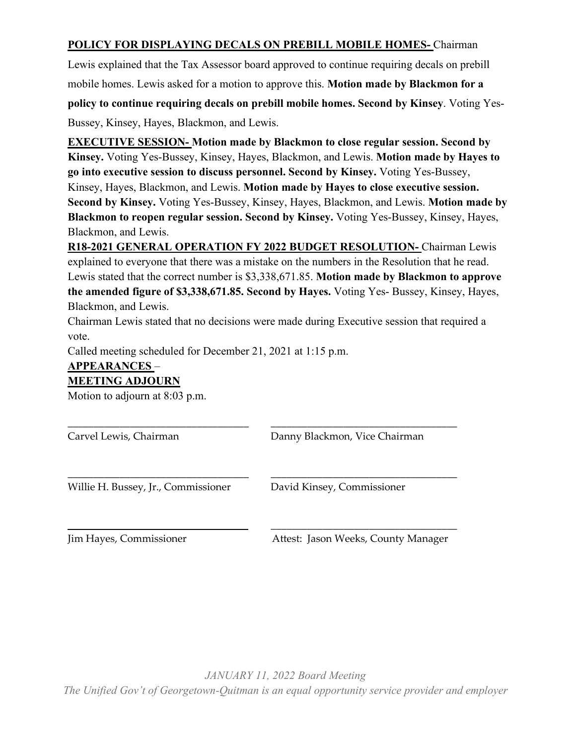**POLICY FOR DISPLAYING DECALS ON PREBILL MOBILE HOMES-** Chairman Lewis explained that the Tax Assessor board approved to continue requiring decals on prebill mobile homes. Lewis asked for a motion to approve this. **Motion made by Blackmon for a policy to continue requiring decals on prebill mobile homes. Second by Kinsey**. Voting Yes-Bussey, Kinsey, Hayes, Blackmon, and Lewis.

**EXECUTIVE SESSION- Motion made by Blackmon to close regular session. Second by Kinsey.** Voting Yes-Bussey, Kinsey, Hayes, Blackmon, and Lewis. **Motion made by Hayes to go into executive session to discuss personnel. Second by Kinsey.** Voting Yes-Bussey, Kinsey, Hayes, Blackmon, and Lewis. **Motion made by Hayes to close executive session. Second by Kinsey.** Voting Yes-Bussey, Kinsey, Hayes, Blackmon, and Lewis. **Motion made by Blackmon to reopen regular session. Second by Kinsey.** Voting Yes-Bussey, Kinsey, Hayes, Blackmon, and Lewis.

**R18-2021 GENERAL OPERATION FY 2022 BUDGET RESOLUTION-** Chairman Lewis explained to everyone that there was a mistake on the numbers in the Resolution that he read. Lewis stated that the correct number is $3,338,671.85. **Motion made by Blackmon to approve the amended figure of $3,338,671.85. Second by Hayes.** Voting Yes- Bussey, Kinsey, Hayes, Blackmon, and Lewis.

Chairman Lewis stated that no decisions were made during Executive session that required a vote.

Called meeting scheduled for December 21, 2021 at 1:15 p.m.

**APPEARANCES** –

**MEETING ADJOURN**

Motion to adjourn at 8:03 p.m.

| | |
|---|---|
| ______________________________ | ______________________________ |
| Carvel Lewis, Chairman | Danny Blackmon, Vice Chairman |
| ______________________________ | ______________________________ |
| Willie H. Bussey, Jr., Commissioner | David Kinsey, Commissioner |
| ______________________________ | ______________________________ |
| Jim Hayes, Commissioner | Attest: Jason Weeks, County Manager |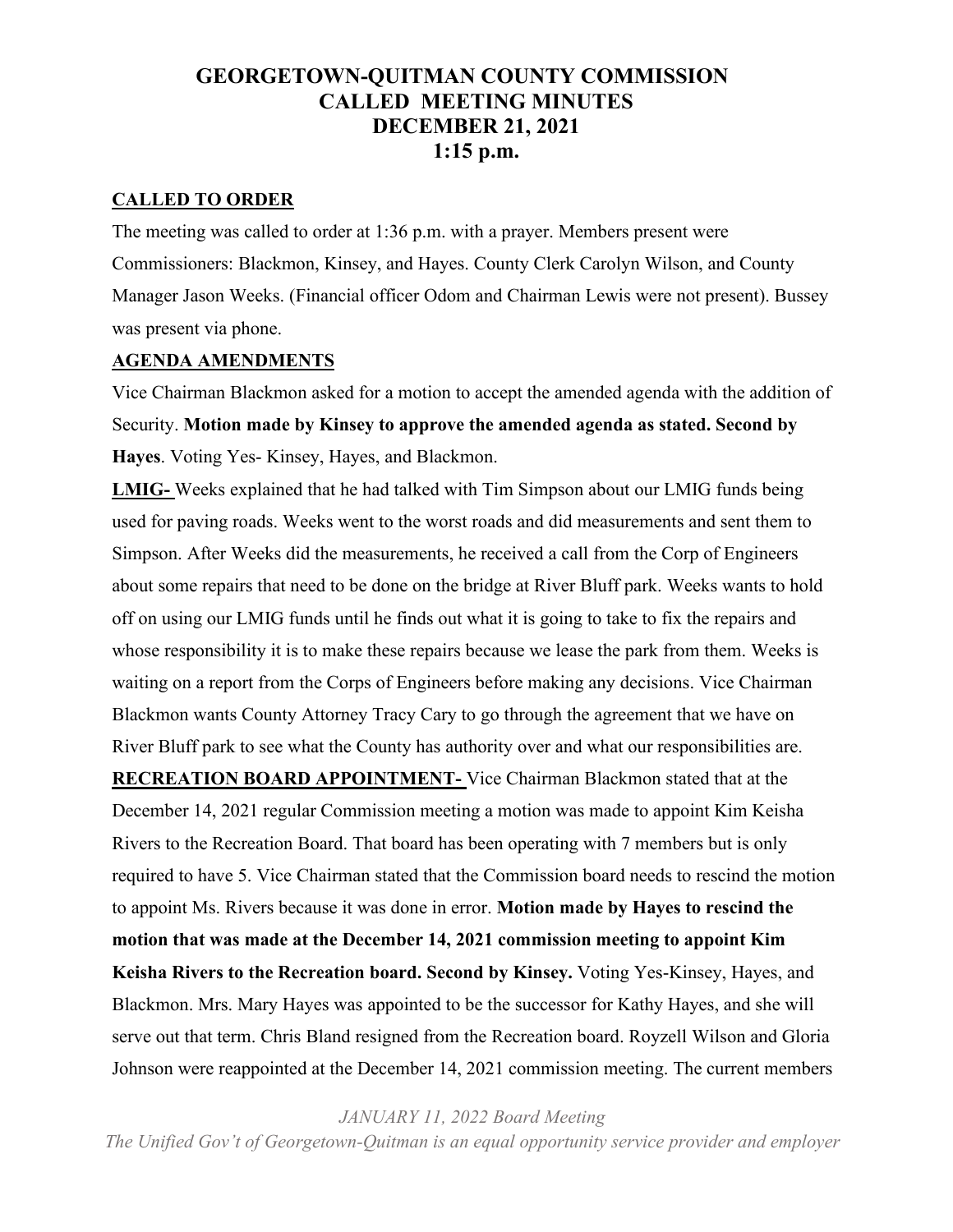# GEORGETOWN-QUITMAN COUNTY COMMISSION
# CALLED MEETING MINUTES
# DECEMBER 21, 2021
# 1:15 p.m.

**CALLED TO ORDER**

The meeting was called to order at 1:36 p.m. with a prayer. Members present were Commissioners: Blackmon, Kinsey, and Hayes. County Clerk Carolyn Wilson, and County Manager Jason Weeks. (Financial officer Odom and Chairman Lewis were not present). Bussey was present via phone.

**AGENDA AMENDMENTS**

Vice Chairman Blackmon asked for a motion to accept the amended agenda with the addition of Security. **Motion made by Kinsey to approve the amended agenda as stated. Second by Hayes**. Voting Yes- Kinsey, Hayes, and Blackmon.

**LMIG-** Weeks explained that he had talked with Tim Simpson about our LMIG funds being used for paving roads. Weeks went to the worst roads and did measurements and sent them to Simpson. After Weeks did the measurements, he received a call from the Corp of Engineers about some repairs that need to be done on the bridge at River Bluff park. Weeks wants to hold off on using our LMIG funds until he finds out what it is going to take to fix the repairs and whose responsibility it is to make these repairs because we lease the park from them. Weeks is waiting on a report from the Corps of Engineers before making any decisions. Vice Chairman Blackmon wants County Attorney Tracy Cary to go through the agreement that we have on River Bluff park to see what the County has authority over and what our responsibilities are.

**RECREATION BOARD APPOINTMENT-** Vice Chairman Blackmon stated that at the December 14, 2021 regular Commission meeting a motion was made to appoint Kim Keisha Rivers to the Recreation Board. That board has been operating with 7 members but is only required to have 5. Vice Chairman stated that the Commission board needs to rescind the motion to appoint Ms. Rivers because it was done in error. **Motion made by Hayes to rescind the motion that was made at the December 14, 2021 commission meeting to appoint Kim Keisha Rivers to the Recreation board. Second by Kinsey.** Voting Yes-Kinsey, Hayes, and Blackmon. Mrs. Mary Hayes was appointed to be the successor for Kathy Hayes, and she will serve out that term. Chris Bland resigned from the Recreation board. Royzell Wilson and Gloria Johnson were reappointed at the December 14, 2021 commission meeting. The current members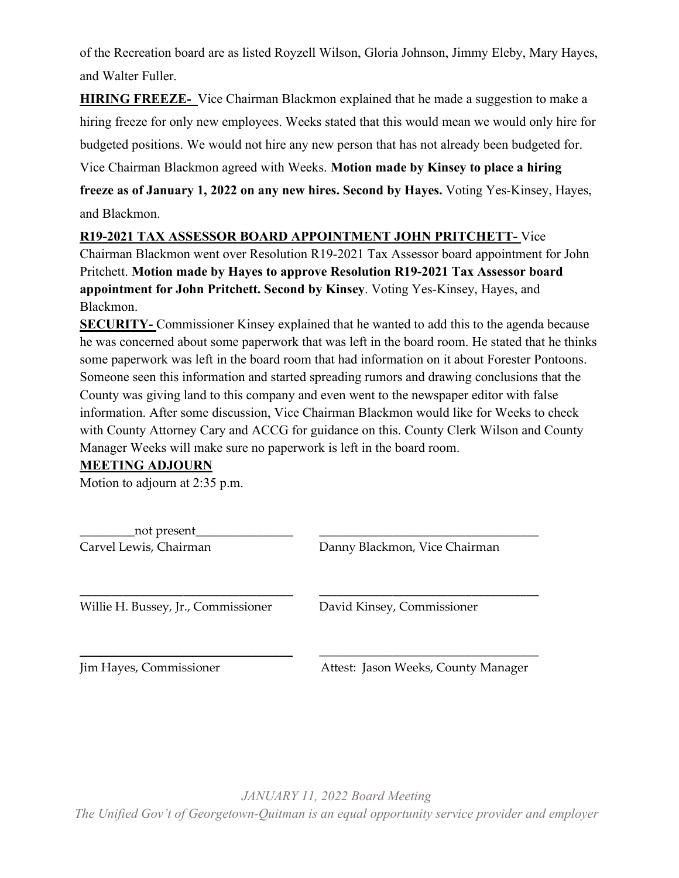of the Recreation board are as listed Royzell Wilson, Gloria Johnson, Jimmy Eleby, Mary Hayes, and Walter Fuller.

**HIRING FREEZE-** Vice Chairman Blackmon explained that he made a suggestion to make a hiring freeze for only new employees. Weeks stated that this would mean we would only hire for budgeted positions. We would not hire any new person that has not already been budgeted for. Vice Chairman Blackmon agreed with Weeks. **Motion made by Kinsey to place a hiring freeze as of January 1, 2022 on any new hires. Second by Hayes.** Voting Yes-Kinsey, Hayes, and Blackmon.

**R19-2021 TAX ASSESSOR BOARD APPOINTMENT JOHN PRITCHETT-** Vice Chairman Blackmon went over Resolution R19-2021 Tax Assessor board appointment for John Pritchett. **Motion made by Hayes to approve Resolution R19-2021 Tax Assessor board appointment for John Pritchett. Second by Kinsey**. Voting Yes-Kinsey, Hayes, and Blackmon.

**SECURITY-** Commissioner Kinsey explained that he wanted to add this to the agenda because he was concerned about some paperwork that was left in the board room. He stated that he thinks some paperwork was left in the board room that had information on it about Forester Pontoons. Someone seen this information and started spreading rumors and drawing conclusions that the County was giving land to this company and even went to the newspaper editor with false information. After some discussion, Vice Chairman Blackmon would like for Weeks to check with County Attorney Cary and ACCG for guidance on this. County Clerk Wilson and County Manager Weeks will make sure no paperwork is left in the board room.

**MEETING ADJOURN**

Motion to adjourn at 2:35 p.m.

| | |
|---|---|
| _________not present_______________ | ___________________________________ |
| Carvel Lewis, Chairman | Danny Blackmon, Vice Chairman |
| ___________________________________ | ___________________________________ |
| Willie H. Bussey, Jr., Commissioner | David Kinsey, Commissioner |
| ___________________________________ | ___________________________________ |
| Jim Hayes, Commissioner | Attest: Jason Weeks, County Manager |

*JANUARY 11, 2022 Board Meeting*

*The Unified Gov't of Georgetown-Quitman is an equal opportunity service provider and employer*